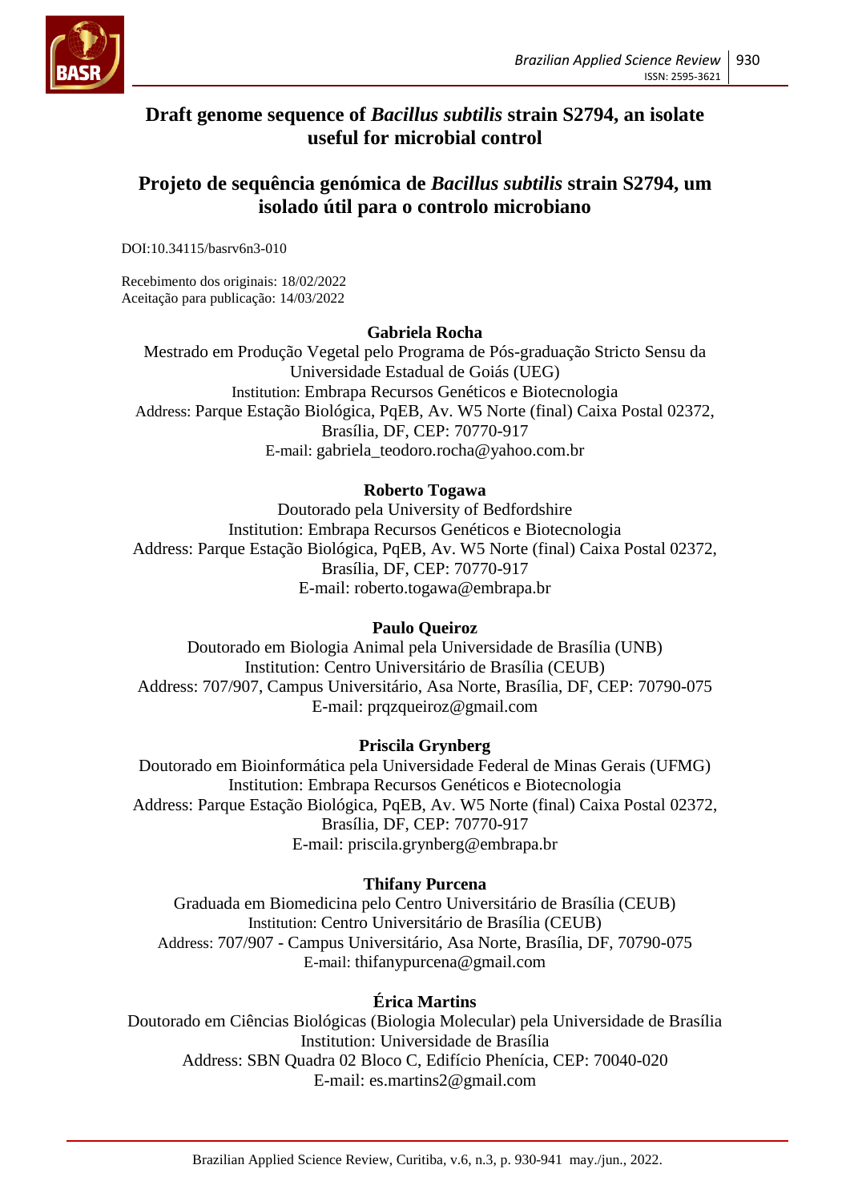# Draft genome sequence of *Bacillus subtilis* strain S2794, an isolate useful for microbial control

# Projeto de sequência genómica de *Bacillus subtilis* strain S2794, um isolado útil para o controlo microbiano

DOI:10.34115/basrv6n3-010

Recebimento dos originais: 18/02/2022
Aceitação para publicação: 14/03/2022

**Gabriela Rocha**
Mestrado em Produção Vegetal pelo Programa de Pós-graduação Stricto Sensu da Universidade Estadual de Goiás (UEG)
Institution: Embrapa Recursos Genéticos e Biotecnologia
Address: Parque Estação Biológica, PqEB, Av. W5 Norte (final) Caixa Postal 02372, Brasília, DF, CEP: 70770-917
E-mail: gabriela_teodoro.rocha@yahoo.com.br

**Roberto Togawa**
Doutorado pela University of Bedfordshire
Institution: Embrapa Recursos Genéticos e Biotecnologia
Address: Parque Estação Biológica, PqEB, Av. W5 Norte (final) Caixa Postal 02372, Brasília, DF, CEP: 70770-917
E-mail: roberto.togawa@embrapa.br

**Paulo Queiroz**
Doutorado em Biologia Animal pela Universidade de Brasília (UNB)
Institution: Centro Universitário de Brasília (CEUB)
Address: 707/907, Campus Universitário, Asa Norte, Brasília, DF, CEP: 70790-075
E-mail: prqzqueiroz@gmail.com

**Priscila Grynberg**
Doutorado em Bioinformática pela Universidade Federal de Minas Gerais (UFMG)
Institution: Embrapa Recursos Genéticos e Biotecnologia
Address: Parque Estação Biológica, PqEB, Av. W5 Norte (final) Caixa Postal 02372, Brasília, DF, CEP: 70770-917
E-mail: priscila.grynberg@embrapa.br

**Thifany Purcena**
Graduada em Biomedicina pelo Centro Universitário de Brasília (CEUB)
Institution: Centro Universitário de Brasília (CEUB)
Address: 707/907 - Campus Universitário, Asa Norte, Brasília, DF, 70790-075
E-mail: thifanypurcena@gmail.com

**Érica Martins**
Doutorado em Ciências Biológicas (Biologia Molecular) pela Universidade de Brasília
Institution: Universidade de Brasília
Address: SBN Quadra 02 Bloco C, Edifício Phenícia, CEP: 70040-020
E-mail: es.martins2@gmail.com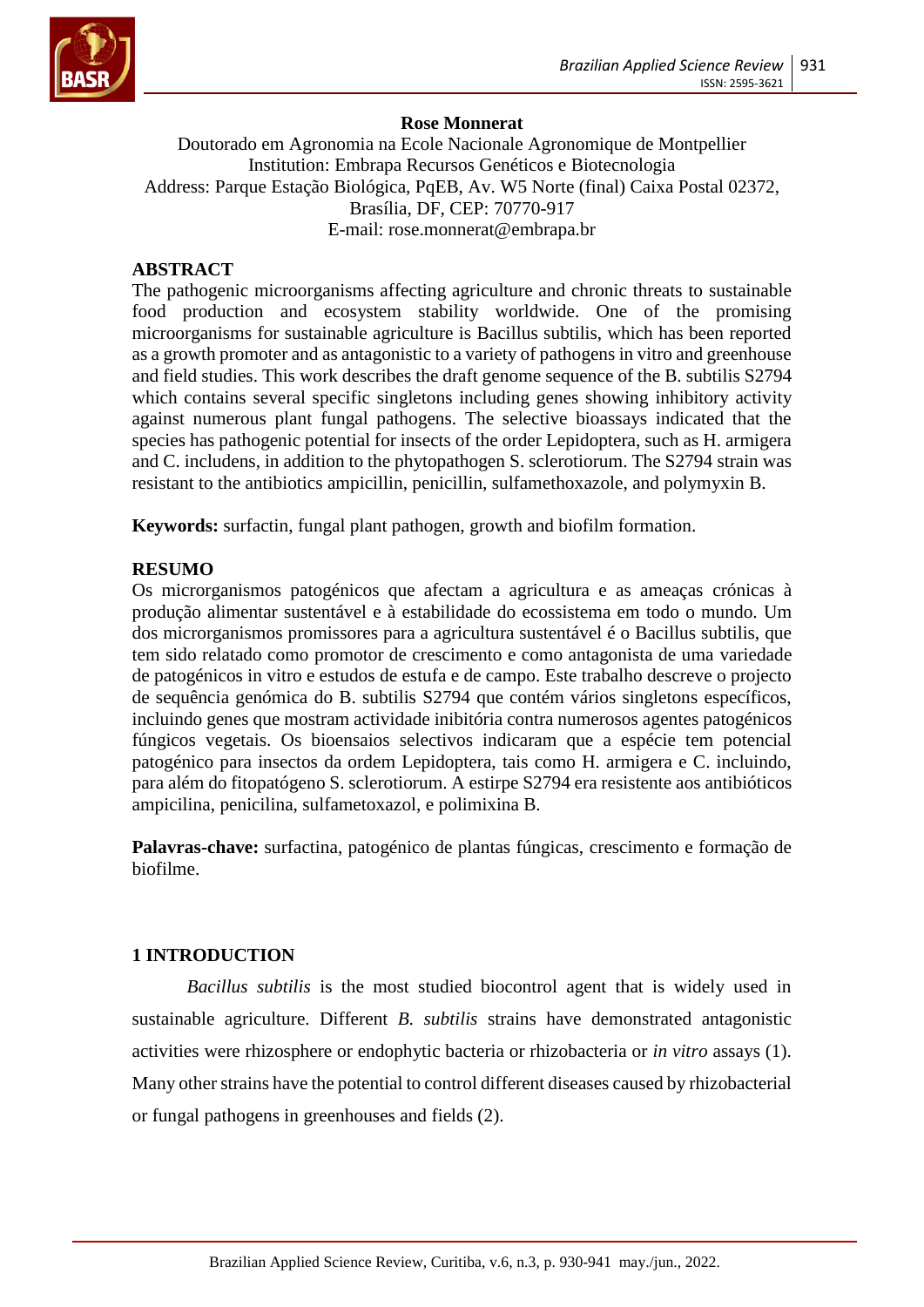**Rose Monnerat**

Doutorado em Agronomia na Ecole Nationale Agronomique de Montpellier
Institution: Embrapa Recursos Genéticos e Biotecnologia
Address: Parque Estação Biológica, PqEB, Av. W5 Norte (final) Caixa Postal 02372, Brasília, DF, CEP: 70770-917
E-mail: rose.monnerat@embrapa.br

## ABSTRACT

The pathogenic microorganisms affecting agriculture and chronic threats to sustainable food production and ecosystem stability worldwide. One of the promising microorganisms for sustainable agriculture is Bacillus subtilis, which has been reported as a growth promoter and as antagonistic to a variety of pathogens in vitro and greenhouse and field studies. This work describes the draft genome sequence of the B. subtilis S2794 which contains several specific singletons including genes showing inhibitory activity against numerous plant fungal pathogens. The selective bioassays indicated that the species has pathogenic potential for insects of the order Lepidoptera, such as H. armigera and C. includens, in addition to the phytopathogen S. sclerotiorum. The S2794 strain was resistant to the antibiotics ampicillin, penicillin, sulfamethoxazole, and polymyxin B.

**Keywords:** surfactin, fungal plant pathogen, growth and biofilm formation.

## RESUMO

Os microrganismos patogénicos que afectam a agricultura e as ameaças crónicas à produção alimentar sustentável e à estabilidade do ecossistema em todo o mundo. Um dos microrganismos promissores para a agricultura sustentável é o Bacillus subtilis, que tem sido relatado como promotor de crescimento e como antagonista de uma variedade de patogénicos in vitro e estudos de estufa e de campo. Este trabalho descreve o projecto de sequência genómica do B. subtilis S2794 que contém vários singletons específicos, incluindo genes que mostram actividade inibitória contra numerosos agentes patogénicos fúngicos vegetais. Os bioensaios selectivos indicaram que a espécie tem potencial patogénico para insectos da ordem Lepidoptera, tais como H. armigera e C. incluindo, para além do fitopatógeno S. sclerotiorum. A estirpe S2794 era resistente aos antibióticos ampicilina, penicilina, sulfametoxazol, e polimixina B.

**Palavras-chave:** surfactina, patogénico de plantas fúngicas, crescimento e formação de biofilme.

## 1 INTRODUCTION

*Bacillus subtilis* is the most studied biocontrol agent that is widely used in sustainable agriculture. Different *B. subtilis* strains have demonstrated antagonistic activities were rhizosphere or endophytic bacteria or rhizobacteria or *in vitro* assays (1). Many other strains have the potential to control different diseases caused by rhizobacterial or fungal pathogens in greenhouses and fields (2).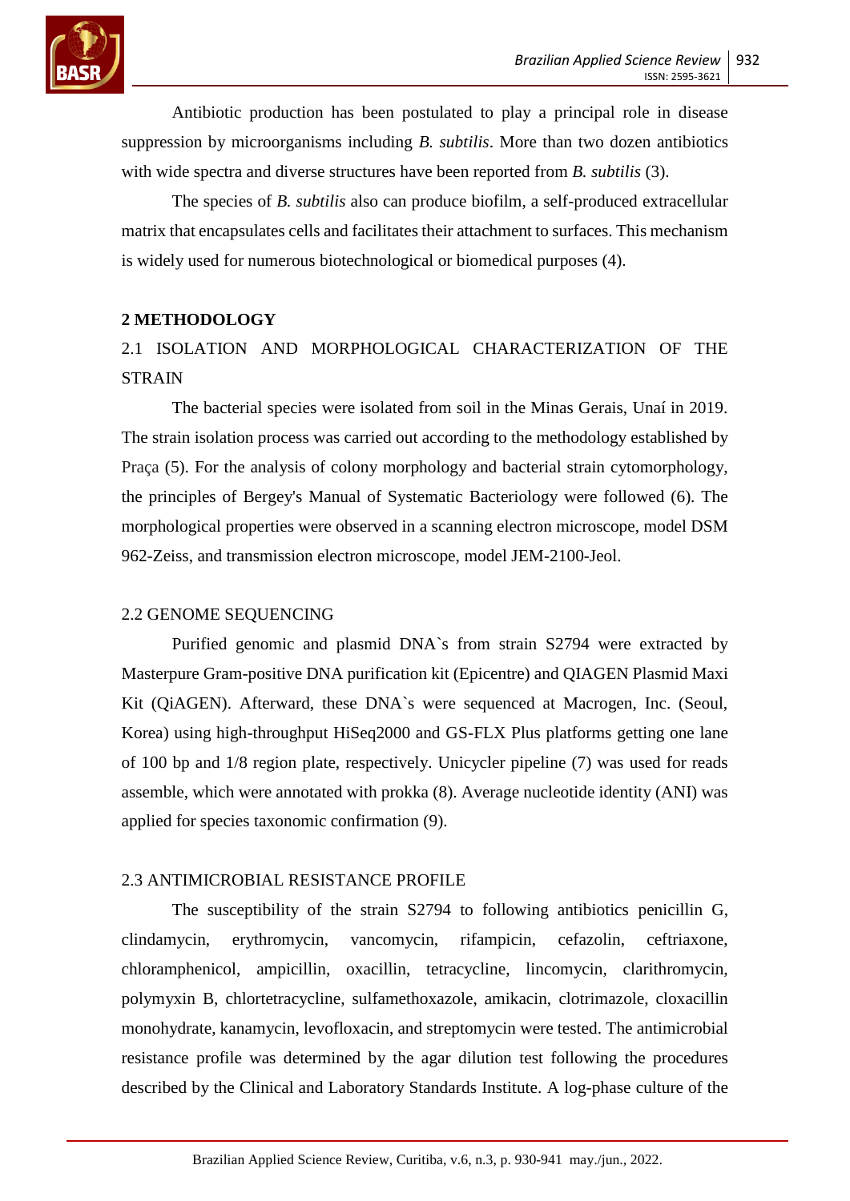Antibiotic production has been postulated to play a principal role in disease suppression by microorganisms including *B. subtilis*. More than two dozen antibiotics with wide spectra and diverse structures have been reported from *B. subtilis* (3).

The species of *B. subtilis* also can produce biofilm, a self-produced extracellular matrix that encapsulates cells and facilitates their attachment to surfaces. This mechanism is widely used for numerous biotechnological or biomedical purposes (4).

## 2 METHODOLOGY

### 2.1 ISOLATION AND MORPHOLOGICAL CHARACTERIZATION OF THE STRAIN

The bacterial species were isolated from soil in the Minas Gerais, Unaí in 2019. The strain isolation process was carried out according to the methodology established by Praça (5). For the analysis of colony morphology and bacterial strain cytomorphology, the principles of Bergey's Manual of Systematic Bacteriology were followed (6). The morphological properties were observed in a scanning electron microscope, model DSM 962-Zeiss, and transmission electron microscope, model JEM-2100-Jeol.

### 2.2 GENOME SEQUENCING

Purified genomic and plasmid DNA`s from strain S2794 were extracted by Masterpure Gram-positive DNA purification kit (Epicentre) and QIAGEN Plasmid Maxi Kit (QiAGEN). Afterward, these DNA`s were sequenced at Macrogen, Inc. (Seoul, Korea) using high-throughput HiSeq2000 and GS-FLX Plus platforms getting one lane of 100 bp and 1/8 region plate, respectively. Unicycler pipeline (7) was used for reads assemble, which were annotated with prokka (8). Average nucleotide identity (ANI) was applied for species taxonomic confirmation (9).

### 2.3 ANTIMICROBIAL RESISTANCE PROFILE

The susceptibility of the strain S2794 to following antibiotics penicillin G, clindamycin, erythromycin, vancomycin, rifampicin, cefazolin, ceftriaxone, chloramphenicol, ampicillin, oxacillin, tetracycline, lincomycin, clarithromycin, polymyxin B, chlortetracycline, sulfamethoxazole, amikacin, clotrimazole, cloxacillin monohydrate, kanamycin, levofloxacin, and streptomycin were tested. The antimicrobial resistance profile was determined by the agar dilution test following the procedures described by the Clinical and Laboratory Standards Institute. A log-phase culture of the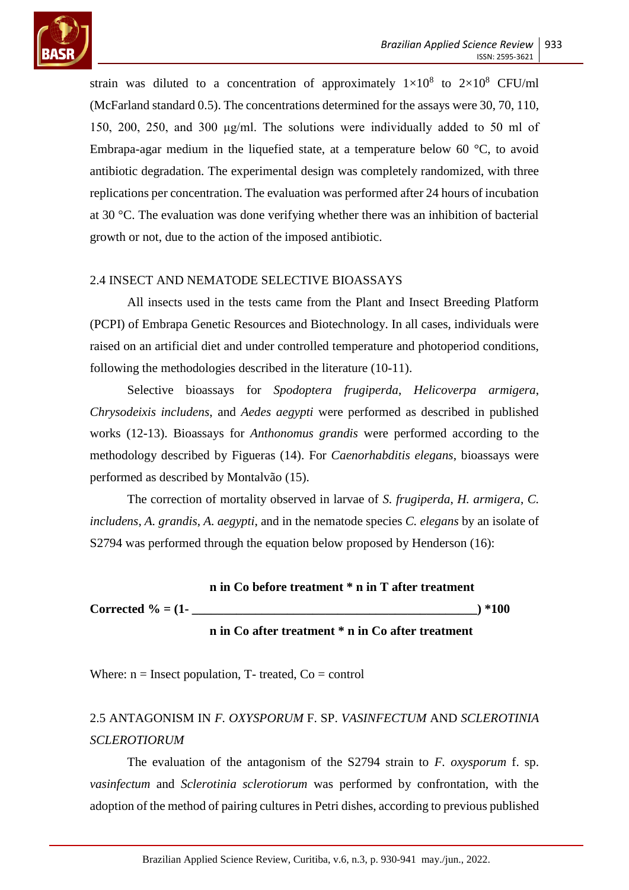strain was diluted to a concentration of approximately $1\times10^8$ to $2\times10^8$ CFU/ml (McFarland standard 0.5). The concentrations determined for the assays were 30, 70, 110, 150, 200, 250, and 300 μg/ml. The solutions were individually added to 50 ml of Embrapa-agar medium in the liquefied state, at a temperature below 60 °C, to avoid antibiotic degradation. The experimental design was completely randomized, with three replications per concentration. The evaluation was performed after 24 hours of incubation at 30 °C. The evaluation was done verifying whether there was an inhibition of bacterial growth or not, due to the action of the imposed antibiotic.

## 2.4 INSECT AND NEMATODE SELECTIVE BIOASSAYS

All insects used in the tests came from the Plant and Insect Breeding Platform (PCPI) of Embrapa Genetic Resources and Biotechnology. In all cases, individuals were raised on an artificial diet and under controlled temperature and photoperiod conditions, following the methodologies described in the literature (10-11).

Selective bioassays for *Spodoptera frugiperda*, *Helicoverpa armigera*, *Chrysodeixis includens*, and *Aedes aegypti* were performed as described in published works (12-13). Bioassays for *Anthonomus grandis* were performed according to the methodology described by Figueras (14). For *Caenorhabditis elegans*, bioassays were performed as described by Montalvão (15).

The correction of mortality observed in larvae of *S. frugiperda*, *H. armigera*, *C. includens*, *A. grandis*, *A. aegypti*, and in the nematode species *C. elegans* by an isolate of S2794 was performed through the equation below proposed by Henderson (16):

$$\textbf{Corrected \%} = \left(1 - \frac{\textbf{n in Co before treatment} * \textbf{n in T after treatment}}{\textbf{n in Co after treatment} * \textbf{n in Co after treatment}}\right) * 100$$

Where: n = Insect population, T- treated, Co = control

## 2.5 ANTAGONISM IN *F. OXYSPORUM* F. SP. *VASINFECTUM* AND *SCLEROTINIA SCLEROTIORUM*

The evaluation of the antagonism of the S2794 strain to *F. oxysporum* f. sp. *vasinfectum* and *Sclerotinia sclerotiorum* was performed by confrontation, with the adoption of the method of pairing cultures in Petri dishes, according to previous published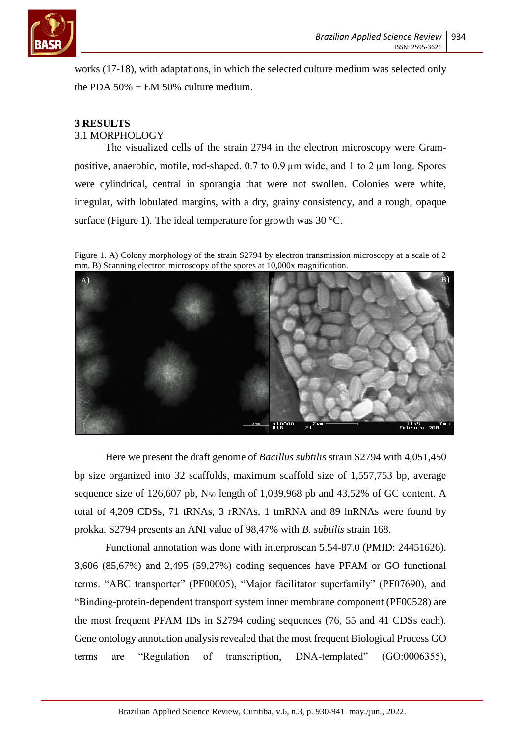works (17-18), with adaptations, in which the selected culture medium was selected only the PDA 50% + EM 50% culture medium.

## 3 RESULTS

### 3.1 MORPHOLOGY

The visualized cells of the strain 2794 in the electron microscopy were Gram-positive, anaerobic, motile, rod-shaped, 0.7 to 0.9 µm wide, and 1 to 2 µm long. Spores were cylindrical, central in sporangia that were not swollen. Colonies were white, irregular, with lobulated margins, with a dry, grainy consistency, and a rough, opaque surface (Figure 1). The ideal temperature for growth was 30 °C.

Figure 1. A) Colony morphology of the strain S2794 by electron transmission microscopy at a scale of 2 mm. B) Scanning electron microscopy of the spores at 10,000x magnification.

Here we present the draft genome of *Bacillus subtilis* strain S2794 with 4,051,450 bp size organized into 32 scaffolds, maximum scaffold size of 1,557,753 bp, average sequence size of 126,607 pb, $N_{50}$ length of 1,039,968 pb and 43,52% of GC content. A total of 4,209 CDSs, 71 tRNAs, 3 rRNAs, 1 tmRNA and 89 lnRNAs were found by prokka. S2794 presents an ANI value of 98,47% with *B. subtilis* strain 168.

Functional annotation was done with interproscan 5.54-87.0 (PMID: 24451626). 3,606 (85,67%) and 2,495 (59,27%) coding sequences have PFAM or GO functional terms. "ABC transporter" (PF00005), "Major facilitator superfamily" (PF07690), and "Binding-protein-dependent transport system inner membrane component (PF00528) are the most frequent PFAM IDs in S2794 coding sequences (76, 55 and 41 CDSs each). Gene ontology annotation analysis revealed that the most frequent Biological Process GO terms are "Regulation of transcription, DNA-templated" (GO:0006355),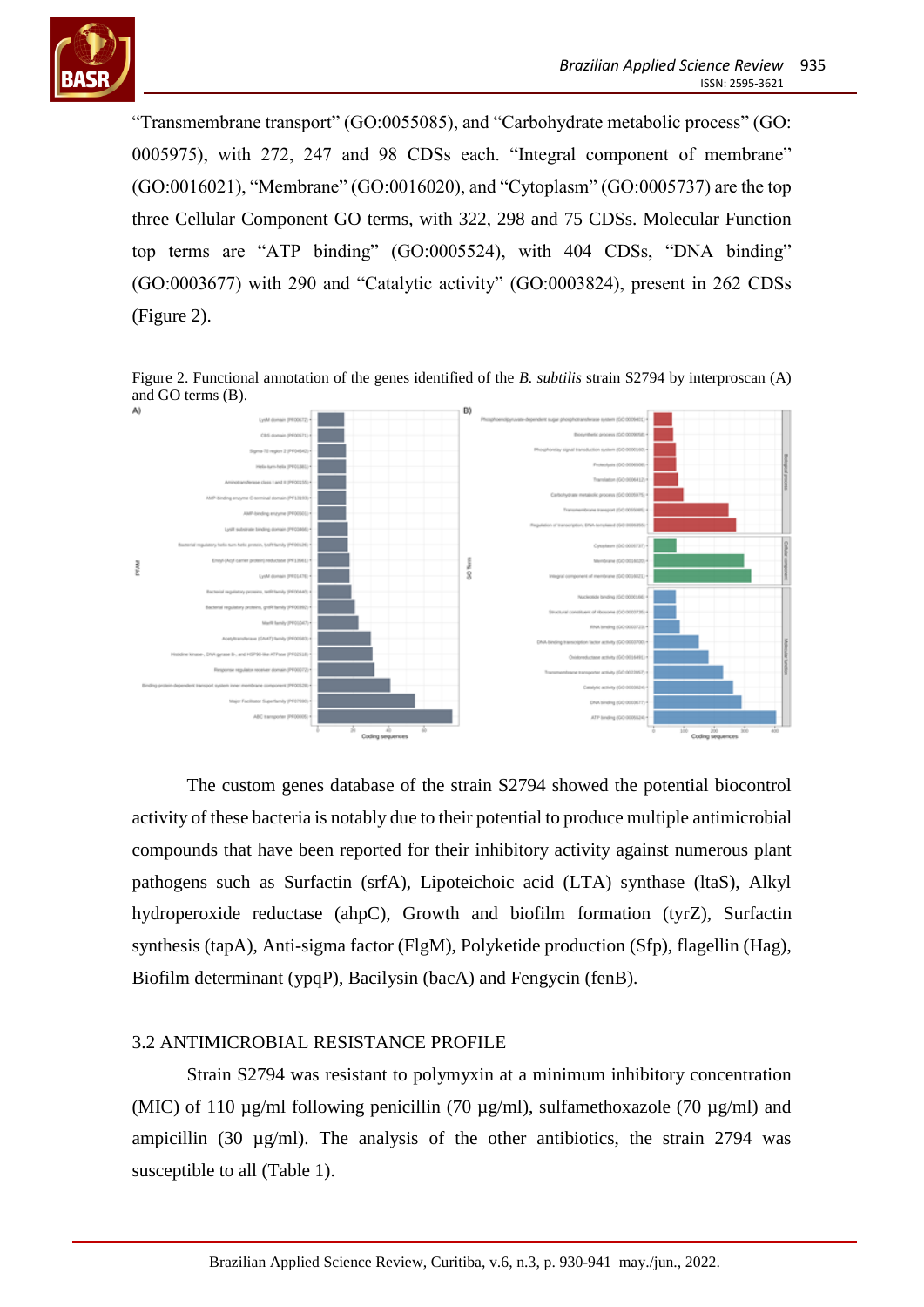"Transmembrane transport" (GO:0055085), and "Carbohydrate metabolic process" (GO: 0005975), with 272, 247 and 98 CDSs each. "Integral component of membrane" (GO:0016021), "Membrane" (GO:0016020), and "Cytoplasm" (GO:0005737) are the top three Cellular Component GO terms, with 322, 298 and 75 CDSs. Molecular Function top terms are "ATP binding" (GO:0005524), with 404 CDSs, "DNA binding" (GO:0003677) with 290 and "Catalytic activity" (GO:0003824), present in 262 CDSs (Figure 2).

Figure 2. Functional annotation of the genes identified of the *B. subtilis* strain S2794 by interproscan (A) and GO terms (B).

The custom genes database of the strain S2794 showed the potential biocontrol activity of these bacteria is notably due to their potential to produce multiple antimicrobial compounds that have been reported for their inhibitory activity against numerous plant pathogens such as Surfactin (srfA), Lipoteichoic acid (LTA) synthase (ltaS), Alkyl hydroperoxide reductase (ahpC), Growth and biofilm formation (tyrZ), Surfactin synthesis (tapA), Anti-sigma factor (FlgM), Polyketide production (Sfp), flagellin (Hag), Biofilm determinant (ypqP), Bacilysin (bacA) and Fengycin (fenB).

## 3.2 ANTIMICROBIAL RESISTANCE PROFILE

Strain S2794 was resistant to polymyxin at a minimum inhibitory concentration (MIC) of 110 µg/ml following penicillin (70 µg/ml), sulfamethoxazole (70 µg/ml) and ampicillin (30 µg/ml). The analysis of the other antibiotics, the strain 2794 was susceptible to all (Table 1).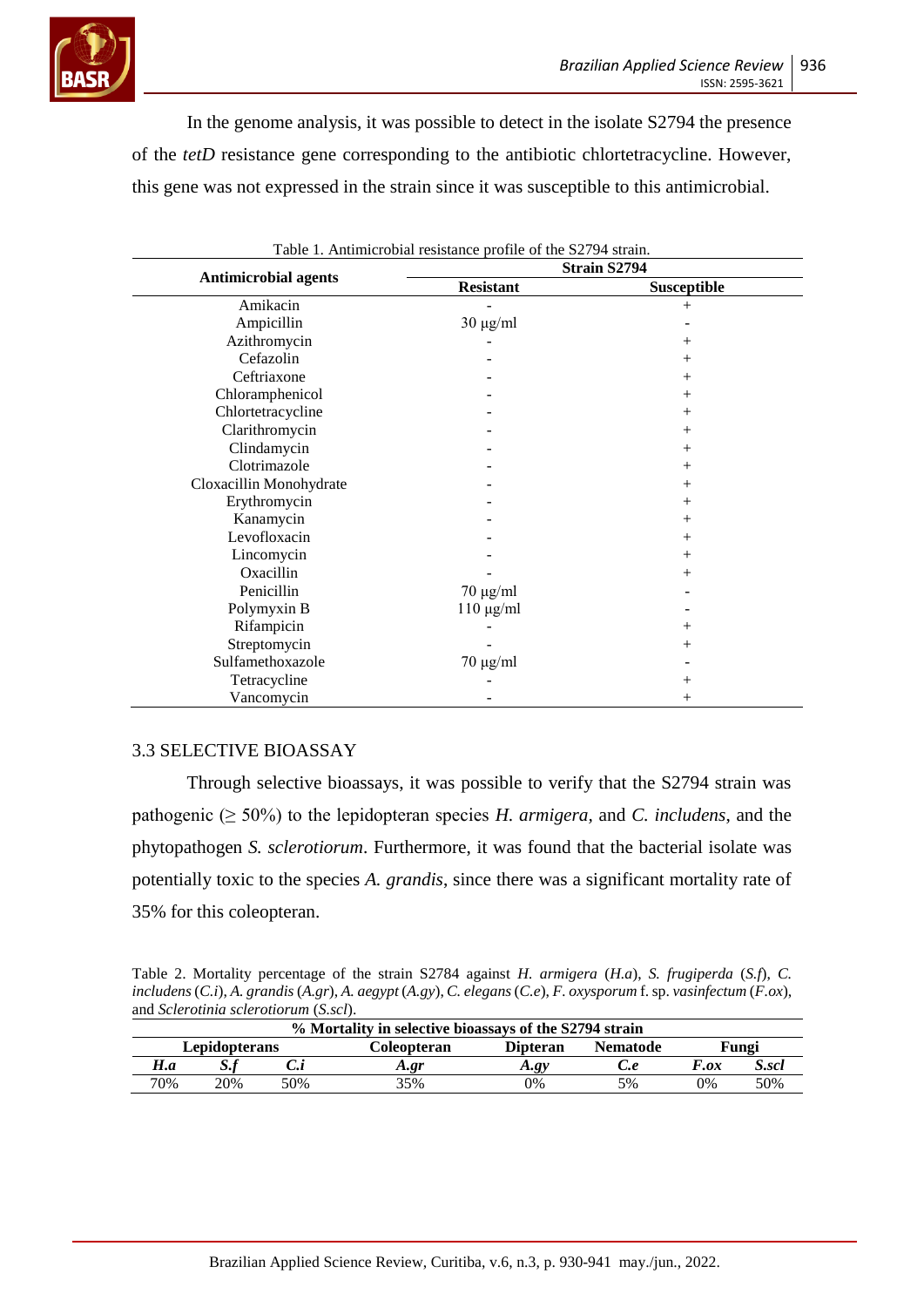In the genome analysis, it was possible to detect in the isolate S2794 the presence of the *tetD* resistance gene corresponding to the antibiotic chlortetracycline. However, this gene was not expressed in the strain since it was susceptible to this antimicrobial.

Table 1. Antimicrobial resistance profile of the S2794 strain.

| Antimicrobial agents | Strain S2794 | |
|---|---|---|
| | **Resistant** | **Susceptible** |
| Amikacin | - | + |
| Ampicillin | 30 μg/ml | - |
| Azithromycin | - | + |
| Cefazolin | - | + |
| Ceftriaxone | - | + |
| Chloramphenicol | - | + |
| Chlortetracycline | - | + |
| Clarithromycin | - | + |
| Clindamycin | - | + |
| Clotrimazole | - | + |
| Cloxacillin Monohydrate | - | + |
| Erythromycin | - | + |
| Kanamycin | - | + |
| Levofloxacin | - | + |
| Lincomycin | - | + |
| Oxacillin | - | + |
| Penicillin | 70 μg/ml | - |
| Polymyxin B | 110 μg/ml | - |
| Rifampicin | - | + |
| Streptomycin | - | + |
| Sulfamethoxazole | 70 μg/ml | - |
| Tetracycline | - | + |
| Vancomycin | - | + |

## 3.3 SELECTIVE BIOASSAY

Through selective bioassays, it was possible to verify that the S2794 strain was pathogenic (≥ 50%) to the lepidopteran species *H. armigera*, and *C. includens*, and the phytopathogen *S. sclerotiorum*. Furthermore, it was found that the bacterial isolate was potentially toxic to the species *A. grandis*, since there was a significant mortality rate of 35% for this coleopteran.

Table 2. Mortality percentage of the strain S2784 against *H. armigera* (*H.a*), *S. frugiperda* (*S.f*), *C. includens* (*C.i*), *A. grandis* (*A.gr*), *A. aegypt* (*A.gy*), *C. elegans* (*C.e*), *F. oxysporum* f. sp. *vasinfectum* (*F.ox*), and *Sclerotinia sclerotiorum* (*S.scl*).

| % Mortality in selective bioassays of the S2794 strain | | | | | | | |
|---|---|---|---|---|---|---|---|
| **Lepidopterans** | | | **Coleopteran** | **Dipteran** | **Nematode** | **Fungi** | |
| ***H.a*** | ***S.f*** | ***C.i*** | ***A.gr*** | ***A.gy*** | ***C.e*** | ***F.ox*** | ***S.scl*** |
| 70% | 20% | 50% | 35% | 0% | 5% | 0% | 50% |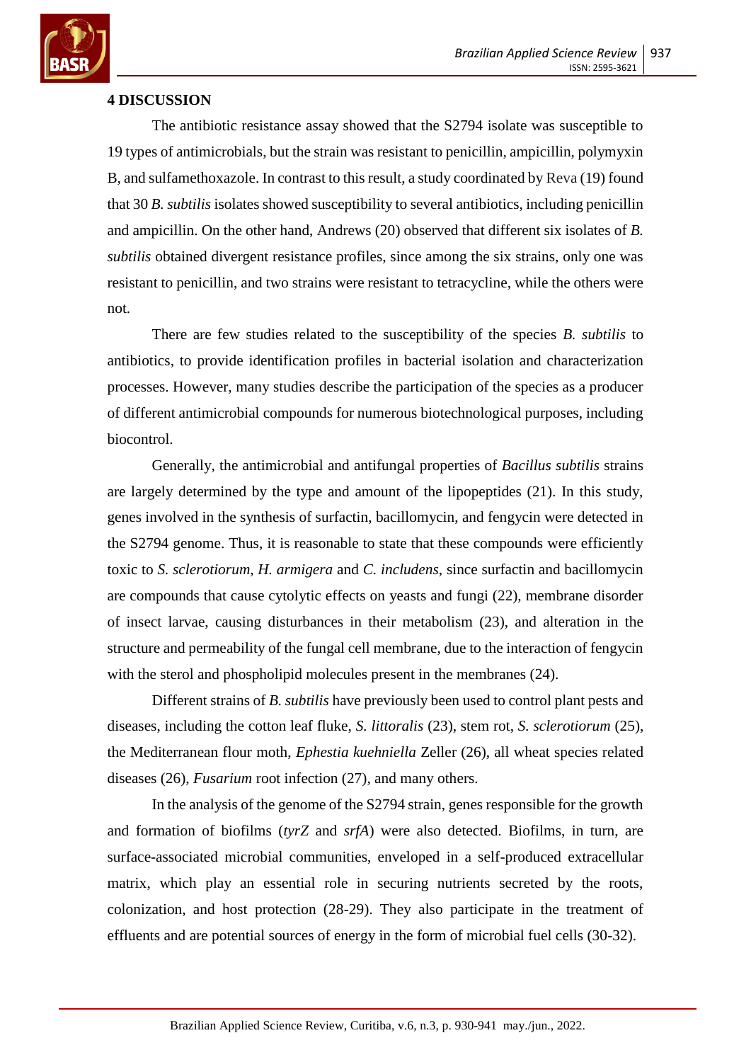## 4 DISCUSSION

The antibiotic resistance assay showed that the S2794 isolate was susceptible to 19 types of antimicrobials, but the strain was resistant to penicillin, ampicillin, polymyxin B, and sulfamethoxazole. In contrast to this result, a study coordinated by Reva (19) found that 30 *B. subtilis* isolates showed susceptibility to several antibiotics, including penicillin and ampicillin. On the other hand, Andrews (20) observed that different six isolates of *B. subtilis* obtained divergent resistance profiles, since among the six strains, only one was resistant to penicillin, and two strains were resistant to tetracycline, while the others were not.

There are few studies related to the susceptibility of the species *B. subtilis* to antibiotics, to provide identification profiles in bacterial isolation and characterization processes. However, many studies describe the participation of the species as a producer of different antimicrobial compounds for numerous biotechnological purposes, including biocontrol.

Generally, the antimicrobial and antifungal properties of *Bacillus subtilis* strains are largely determined by the type and amount of the lipopeptides (21). In this study, genes involved in the synthesis of surfactin, bacillomycin, and fengycin were detected in the S2794 genome. Thus, it is reasonable to state that these compounds were efficiently toxic to *S. sclerotiorum*, *H. armigera* and *C. includens*, since surfactin and bacillomycin are compounds that cause cytolytic effects on yeasts and fungi (22), membrane disorder of insect larvae, causing disturbances in their metabolism (23), and alteration in the structure and permeability of the fungal cell membrane, due to the interaction of fengycin with the sterol and phospholipid molecules present in the membranes (24).

Different strains of *B. subtilis* have previously been used to control plant pests and diseases, including the cotton leaf fluke, *S. littoralis* (23), stem rot, *S. sclerotiorum* (25), the Mediterranean flour moth, *Ephestia kuehniella* Zeller (26), all wheat species related diseases (26), *Fusarium* root infection (27), and many others.

In the analysis of the genome of the S2794 strain, genes responsible for the growth and formation of biofilms (*tyrZ* and *srfA*) were also detected. Biofilms, in turn, are surface-associated microbial communities, enveloped in a self-produced extracellular matrix, which play an essential role in securing nutrients secreted by the roots, colonization, and host protection (28-29). They also participate in the treatment of effluents and are potential sources of energy in the form of microbial fuel cells (30-32).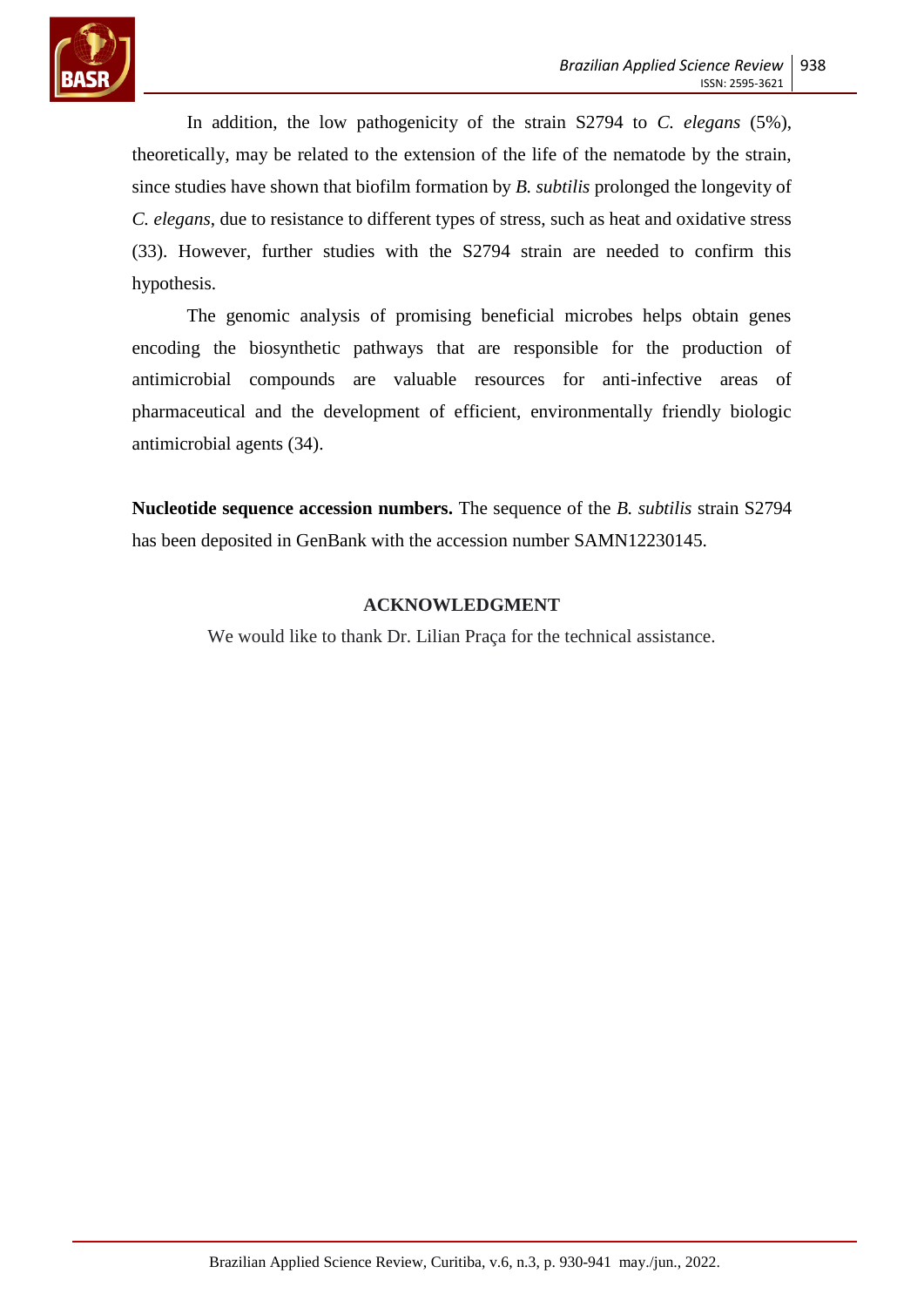In addition, the low pathogenicity of the strain S2794 to *C. elegans* (5%), theoretically, may be related to the extension of the life of the nematode by the strain, since studies have shown that biofilm formation by *B. subtilis* prolonged the longevity of *C. elegans*, due to resistance to different types of stress, such as heat and oxidative stress (33). However, further studies with the S2794 strain are needed to confirm this hypothesis.

The genomic analysis of promising beneficial microbes helps obtain genes encoding the biosynthetic pathways that are responsible for the production of antimicrobial compounds are valuable resources for anti-infective areas of pharmaceutical and the development of efficient, environmentally friendly biologic antimicrobial agents (34).

**Nucleotide sequence accession numbers.** The sequence of the *B. subtilis* strain S2794 has been deposited in GenBank with the accession number SAMN12230145.

## ACKNOWLEDGMENT

We would like to thank Dr. Lilian Praça for the technical assistance.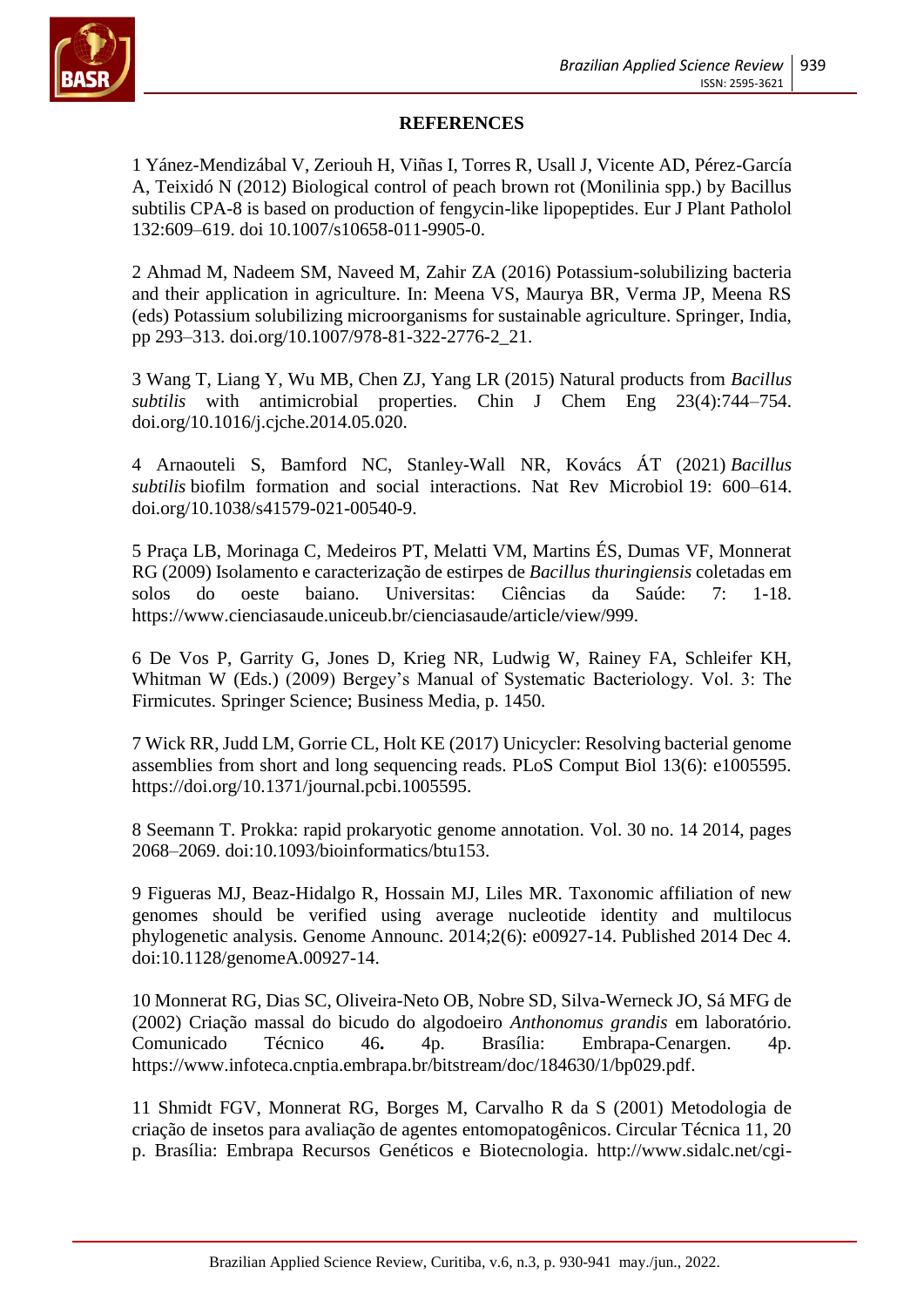## REFERENCES

1 Yánez-Mendizábal V, Zeriouh H, Viñas I, Torres R, Usall J, Vicente AD, Pérez-García A, Teixidó N (2012) Biological control of peach brown rot (Monilinia spp.) by Bacillus subtilis CPA-8 is based on production of fengycin-like lipopeptides. Eur J Plant Patholol 132:609–619. doi 10.1007/s10658-011-9905-0.

2 Ahmad M, Nadeem SM, Naveed M, Zahir ZA (2016) Potassium-solubilizing bacteria and their application in agriculture. In: Meena VS, Maurya BR, Verma JP, Meena RS (eds) Potassium solubilizing microorganisms for sustainable agriculture. Springer, India, pp 293–313. doi.org/10.1007/978-81-322-2776-2_21.

3 Wang T, Liang Y, Wu MB, Chen ZJ, Yang LR (2015) Natural products from *Bacillus subtilis* with antimicrobial properties. Chin J Chem Eng 23(4):744–754. doi.org/10.1016/j.cjche.2014.05.020.

4 Arnaouteli S, Bamford NC, Stanley-Wall NR, Kovács ÁT (2021) *Bacillus subtilis* biofilm formation and social interactions. Nat Rev Microbiol 19: 600–614. doi.org/10.1038/s41579-021-00540-9.

5 Praça LB, Morinaga C, Medeiros PT, Melatti VM, Martins ÉS, Dumas VF, Monnerat RG (2009) Isolamento e caracterização de estirpes de *Bacillus thuringiensis* coletadas em solos do oeste baiano. Universitas: Ciências da Saúde: 7: 1-18. https://www.cienciasaude.uniceub.br/cienciasaude/article/view/999.

6 De Vos P, Garrity G, Jones D, Krieg NR, Ludwig W, Rainey FA, Schleifer KH, Whitman W (Eds.) (2009) Bergey's Manual of Systematic Bacteriology. Vol. 3: The Firmicutes. Springer Science; Business Media, p. 1450.

7 Wick RR, Judd LM, Gorrie CL, Holt KE (2017) Unicycler: Resolving bacterial genome assemblies from short and long sequencing reads. PLoS Comput Biol 13(6): e1005595. https://doi.org/10.1371/journal.pcbi.1005595.

8 Seemann T. Prokka: rapid prokaryotic genome annotation. Vol. 30 no. 14 2014, pages 2068–2069. doi:10.1093/bioinformatics/btu153.

9 Figueras MJ, Beaz-Hidalgo R, Hossain MJ, Liles MR. Taxonomic affiliation of new genomes should be verified using average nucleotide identity and multilocus phylogenetic analysis. Genome Announc. 2014;2(6): e00927-14. Published 2014 Dec 4. doi:10.1128/genomeA.00927-14.

10 Monnerat RG, Dias SC, Oliveira-Neto OB, Nobre SD, Silva-Werneck JO, Sá MFG de (2002) Criação massal do bicudo do algodoeiro *Anthonomus grandis* em laboratório. Comunicado Técnico 46**.** 4p. Brasília: Embrapa-Cenargen. 4p. https://www.infoteca.cnptia.embrapa.br/bitstream/doc/184630/1/bp029.pdf.

11 Shmidt FGV, Monnerat RG, Borges M, Carvalho R da S (2001) Metodologia de criação de insetos para avaliação de agentes entomopatogênicos. Circular Técnica 11, 20 p. Brasília: Embrapa Recursos Genéticos e Biotecnologia. http://www.sidalc.net/cgi-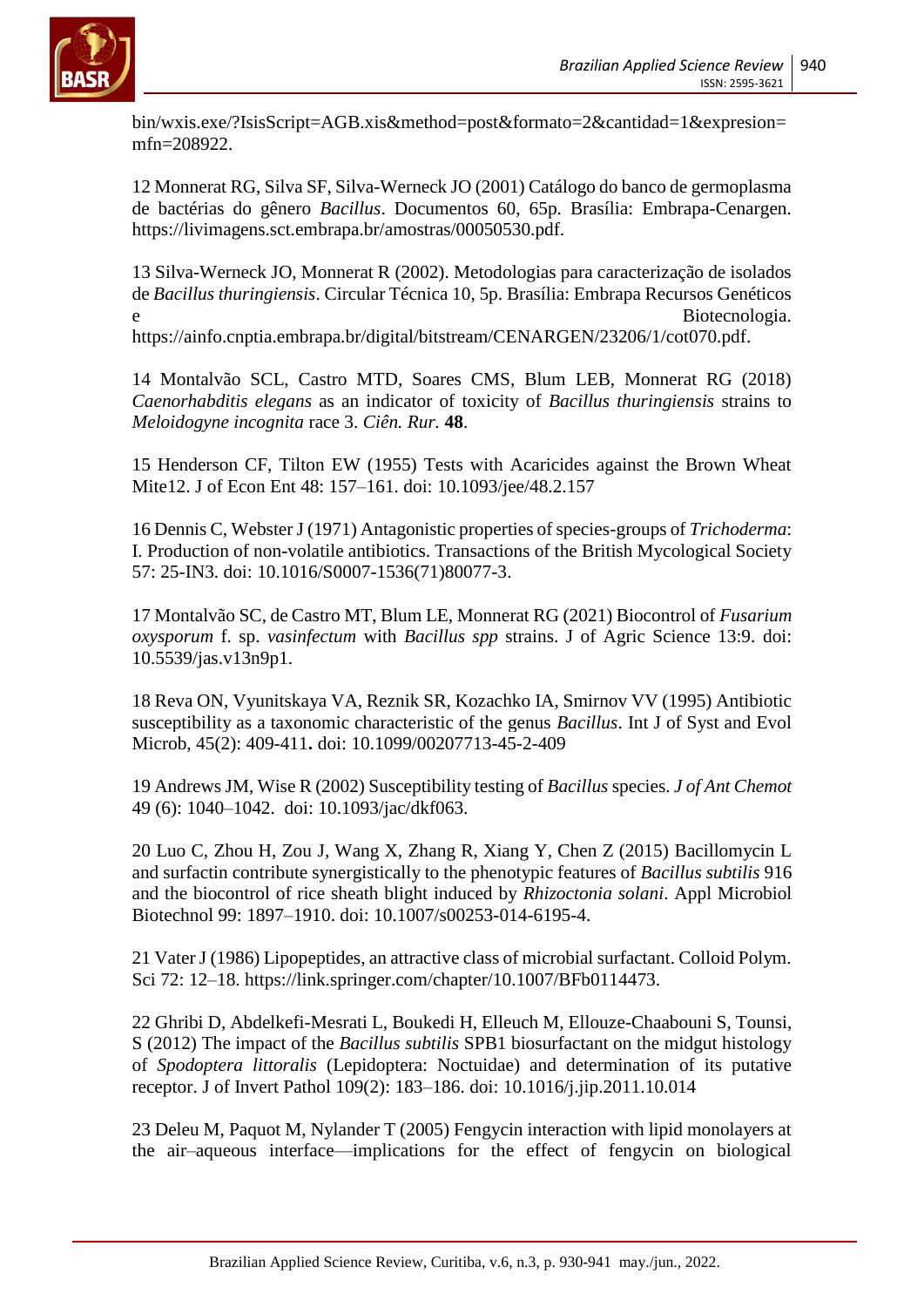bin/wxis.exe/?IsisScript=AGB.xis&method=post&formato=2&cantidad=1&expresion=mfn=208922.

12 Monnerat RG, Silva SF, Silva-Werneck JO (2001) Catálogo do banco de germoplasma de bactérias do gênero *Bacillus*. Documentos 60, 65p. Brasília: Embrapa-Cenargen. https://livimagens.sct.embrapa.br/amostras/00050530.pdf.

13 Silva-Werneck JO, Monnerat R (2002). Metodologias para caracterização de isolados de *Bacillus thuringiensis*. Circular Técnica 10, 5p. Brasília: Embrapa Recursos Genéticos e Biotecnologia. https://ainfo.cnptia.embrapa.br/digital/bitstream/CENARGEN/23206/1/cot070.pdf.

14 Montalvão SCL, Castro MTD, Soares CMS, Blum LEB, Monnerat RG (2018) *Caenorhabditis elegans* as an indicator of toxicity of *Bacillus thuringiensis* strains to *Meloidogyne incognita* race 3. *Ciên. Rur.* **48**.

15 Henderson CF, Tilton EW (1955) Tests with Acaricides against the Brown Wheat Mite12. J of Econ Ent 48: 157–161. doi: 10.1093/jee/48.2.157

16 Dennis C, Webster J (1971) Antagonistic properties of species-groups of *Trichoderma*: I. Production of non-volatile antibiotics. Transactions of the British Mycological Society 57: 25-IN3. doi: 10.1016/S0007-1536(71)80077-3.

17 Montalvão SC, de Castro MT, Blum LE, Monnerat RG (2021) Biocontrol of *Fusarium oxysporum* f. sp. *vasinfectum* with *Bacillus spp* strains. J of Agric Science 13:9. doi: 10.5539/jas.v13n9p1.

18 Reva ON, Vyunitskaya VA, Reznik SR, Kozachko IA, Smirnov VV (1995) Antibiotic susceptibility as a taxonomic characteristic of the genus *Bacillus*. Int J of Syst and Evol Microb, 45(2): 409-411**.** doi: 10.1099/00207713-45-2-409

19 Andrews JM, Wise R (2002) Susceptibility testing of *Bacillus* species. *J of Ant Chemot* 49 (6): 1040–1042. doi: 10.1093/jac/dkf063.

20 Luo C, Zhou H, Zou J, Wang X, Zhang R, Xiang Y, Chen Z (2015) Bacillomycin L and surfactin contribute synergistically to the phenotypic features of *Bacillus subtilis* 916 and the biocontrol of rice sheath blight induced by *Rhizoctonia solani*. Appl Microbiol Biotechnol 99: 1897–1910. doi: 10.1007/s00253-014-6195-4.

21 Vater J (1986) Lipopeptides, an attractive class of microbial surfactant. Colloid Polym. Sci 72: 12–18. https://link.springer.com/chapter/10.1007/BFb0114473.

22 Ghribi D, Abdelkefi-Mesrati L, Boukedi H, Elleuch M, Ellouze-Chaabouni S, Tounsi, S (2012) The impact of the *Bacillus subtilis* SPB1 biosurfactant on the midgut histology of *Spodoptera littoralis* (Lepidoptera: Noctuidae) and determination of its putative receptor. J of Invert Pathol 109(2): 183–186. doi: 10.1016/j.jip.2011.10.014

23 Deleu M, Paquot M, Nylander T (2005) Fengycin interaction with lipid monolayers at the air–aqueous interface—implications for the effect of fengycin on biological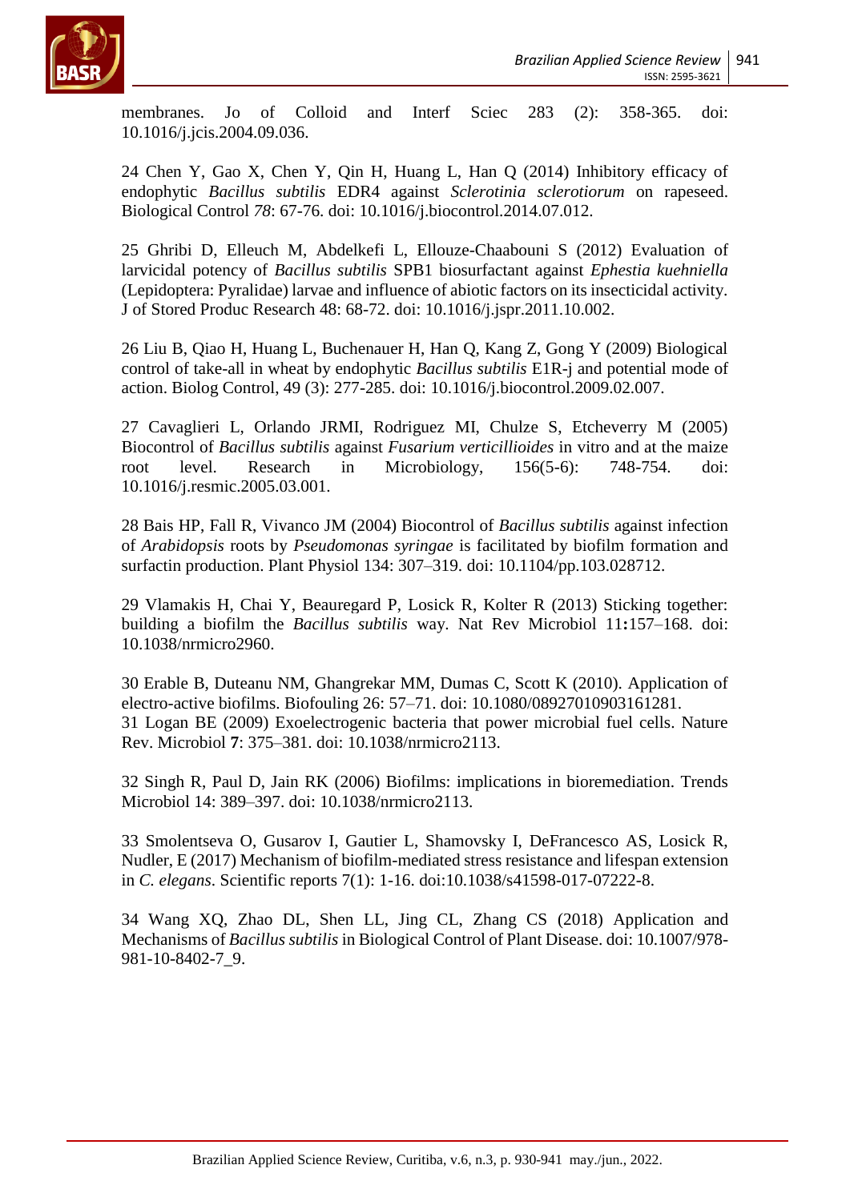membranes. Jo of Colloid and Interf Sciec 283 (2): 358-365. doi: 10.1016/j.jcis.2004.09.036.

24 Chen Y, Gao X, Chen Y, Qin H, Huang L, Han Q (2014) Inhibitory efficacy of endophytic *Bacillus subtilis* EDR4 against *Sclerotinia sclerotiorum* on rapeseed. Biological Control *78*: 67-76. doi: 10.1016/j.biocontrol.2014.07.012.

25 Ghribi D, Elleuch M, Abdelkefi L, Ellouze-Chaabouni S (2012) Evaluation of larvicidal potency of *Bacillus subtilis* SPB1 biosurfactant against *Ephestia kuehniella* (Lepidoptera: Pyralidae) larvae and influence of abiotic factors on its insecticidal activity. J of Stored Produc Research 48: 68-72. doi: 10.1016/j.jspr.2011.10.002.

26 Liu B, Qiao H, Huang L, Buchenauer H, Han Q, Kang Z, Gong Y (2009) Biological control of take-all in wheat by endophytic *Bacillus subtilis* E1R-j and potential mode of action. Biolog Control, 49 (3): 277-285. doi: 10.1016/j.biocontrol.2009.02.007.

27 Cavaglieri L, Orlando JRMI, Rodriguez MI, Chulze S, Etcheverry M (2005) Biocontrol of *Bacillus subtilis* against *Fusarium verticillioides* in vitro and at the maize root level. Research in Microbiology, 156(5-6): 748-754. doi: 10.1016/j.resmic.2005.03.001.

28 Bais HP, Fall R, Vivanco JM (2004) Biocontrol of *Bacillus subtilis* against infection of *Arabidopsis* roots by *Pseudomonas syringae* is facilitated by biofilm formation and surfactin production. Plant Physiol 134: 307–319. doi: 10.1104/pp.103.028712.

29 Vlamakis H, Chai Y, Beauregard P, Losick R, Kolter R (2013) Sticking together: building a biofilm the *Bacillus subtilis* way. Nat Rev Microbiol 11**:**157–168. doi: 10.1038/nrmicro2960.

30 Erable B, Duteanu NM, Ghangrekar MM, Dumas C, Scott K (2010). Application of electro-active biofilms. Biofouling 26: 57–71. doi: 10.1080/08927010903161281.
31 Logan BE (2009) Exoelectrogenic bacteria that power microbial fuel cells. Nature Rev. Microbiol **7**: 375–381. doi: 10.1038/nrmicro2113.

32 Singh R, Paul D, Jain RK (2006) Biofilms: implications in bioremediation. Trends Microbiol 14: 389–397. doi: 10.1038/nrmicro2113.

33 Smolentseva O, Gusarov I, Gautier L, Shamovsky I, DeFrancesco AS, Losick R, Nudler, E (2017) Mechanism of biofilm-mediated stress resistance and lifespan extension in *C. elegans*. Scientific reports 7(1): 1-16. doi:10.1038/s41598-017-07222-8.

34 Wang XQ, Zhao DL, Shen LL, Jing CL, Zhang CS (2018) Application and Mechanisms of *Bacillus subtilis* in Biological Control of Plant Disease. doi: 10.1007/978-981-10-8402-7_9.